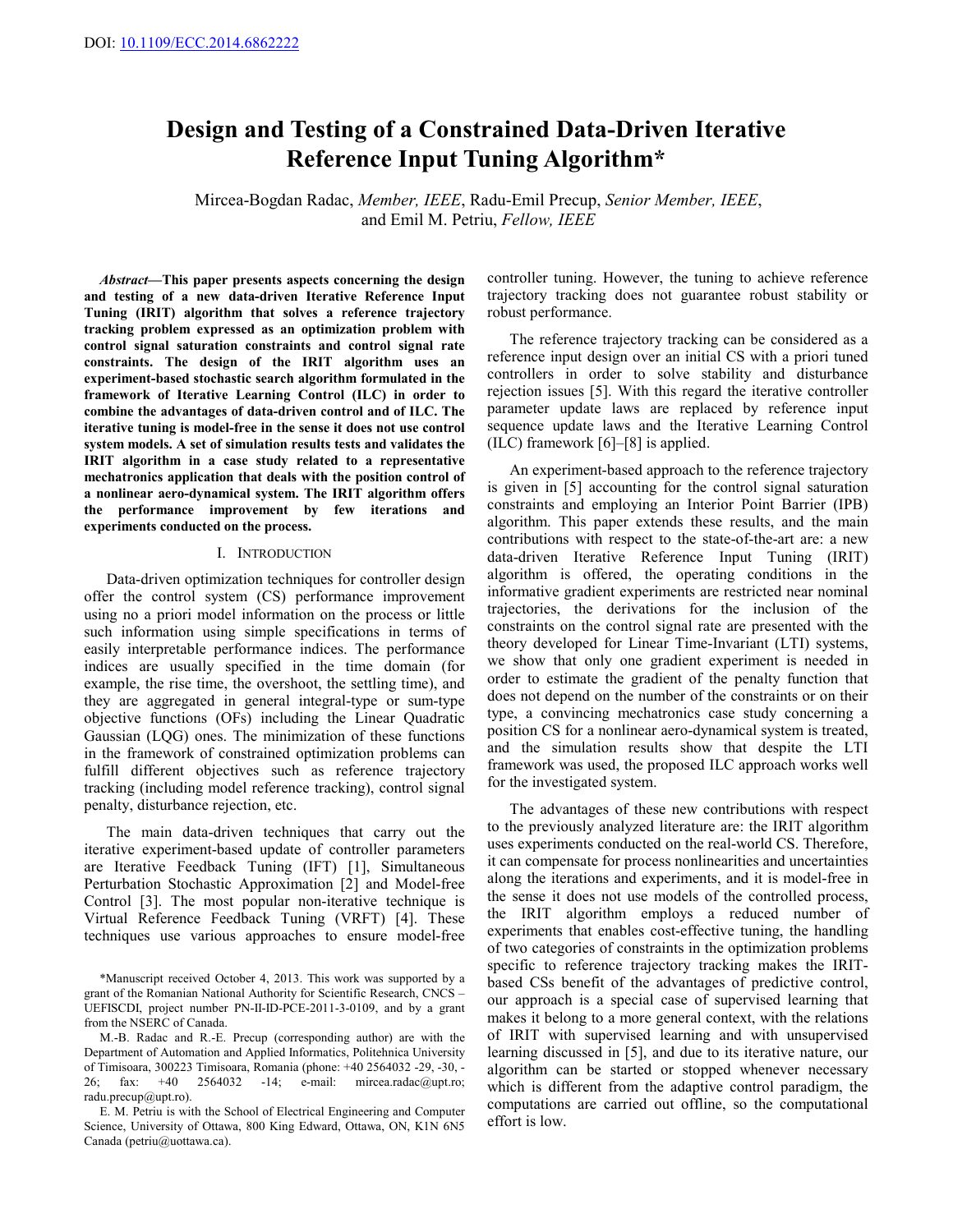DOI: 10.1109/ECC.2014.6862222

# Design and Testing of a Constrained Data-Driven Iterative Reference Input Tuning Algorithm*

Mircea-Bogdan Radac, *Member, IEEE*, Radu-Emil Precup, *Senior Member, IEEE*, and Emil M. Petriu, *Fellow, IEEE*

***Abstract*—This paper presents aspects concerning the design and testing of a new data-driven Iterative Reference Input Tuning (IRIT) algorithm that solves a reference trajectory tracking problem expressed as an optimization problem with control signal saturation constraints and control signal rate constraints. The design of the IRIT algorithm uses an experiment-based stochastic search algorithm formulated in the framework of Iterative Learning Control (ILC) in order to combine the advantages of data-driven control and of ILC. The iterative tuning is model-free in the sense it does not use control system models. A set of simulation results tests and validates the IRIT algorithm in a case study related to a representative mechatronics application that deals with the position control of a nonlinear aero-dynamical system. The IRIT algorithm offers the performance improvement by few iterations and experiments conducted on the process.**

## I. Introduction

Data-driven optimization techniques for controller design offer the control system (CS) performance improvement using no a priori model information on the process or little such information using simple specifications in terms of easily interpretable performance indices. The performance indices are usually specified in the time domain (for example, the rise time, the overshoot, the settling time), and they are aggregated in general integral-type or sum-type objective functions (OFs) including the Linear Quadratic Gaussian (LQG) ones. The minimization of these functions in the framework of constrained optimization problems can fulfill different objectives such as reference trajectory tracking (including model reference tracking), control signal penalty, disturbance rejection, etc.

The main data-driven techniques that carry out the iterative experiment-based update of controller parameters are Iterative Feedback Tuning (IFT) [1], Simultaneous Perturbation Stochastic Approximation [2] and Model-free Control [3]. The most popular non-iterative technique is Virtual Reference Feedback Tuning (VRFT) [4]. These techniques use various approaches to ensure model-free controller tuning. However, the tuning to achieve reference trajectory tracking does not guarantee robust stability or robust performance.

The reference trajectory tracking can be considered as a reference input design over an initial CS with a priori tuned controllers in order to solve stability and disturbance rejection issues [5]. With this regard the iterative controller parameter update laws are replaced by reference input sequence update laws and the Iterative Learning Control (ILC) framework [6]–[8] is applied.

An experiment-based approach to the reference trajectory is given in [5] accounting for the control signal saturation constraints and employing an Interior Point Barrier (IPB) algorithm. This paper extends these results, and the main contributions with respect to the state-of-the-art are: a new data-driven Iterative Reference Input Tuning (IRIT) algorithm is offered, the operating conditions in the informative gradient experiments are restricted near nominal trajectories, the derivations for the inclusion of the constraints on the control signal rate are presented with the theory developed for Linear Time-Invariant (LTI) systems, we show that only one gradient experiment is needed in order to estimate the gradient of the penalty function that does not depend on the number of the constraints or on their type, a convincing mechatronics case study concerning a position CS for a nonlinear aero-dynamical system is treated, and the simulation results show that despite the LTI framework was used, the proposed ILC approach works well for the investigated system.

The advantages of these new contributions with respect to the previously analyzed literature are: the IRIT algorithm uses experiments conducted on the real-world CS. Therefore, it can compensate for process nonlinearities and uncertainties along the iterations and experiments, and it is model-free in the sense it does not use models of the controlled process, the IRIT algorithm employs a reduced number of experiments that enables cost-effective tuning, the handling of two categories of constraints in the optimization problems specific to reference trajectory tracking makes the IRIT-based CSs benefit of the advantages of predictive control, our approach is a special case of supervised learning that makes it belong to a more general context, with the relations of IRIT with supervised learning and with unsupervised learning discussed in [5], and due to its iterative nature, our algorithm can be started or stopped whenever necessary which is different from the adaptive control paradigm, the computations are carried out offline, so the computational effort is low.

*Manuscript received October 4, 2013. This work was supported by a grant of the Romanian National Authority for Scientific Research, CNCS – UEFISCDI, project number PN-II-ID-PCE-2011-3-0109, and by a grant from the NSERC of Canada.

M.-B. Radac and R.-E. Precup (corresponding author) are with the Department of Automation and Applied Informatics, Politehnica University of Timisoara, 300223 Timisoara, Romania (phone: +40 2564032 -29, -30, -26; fax: +40 2564032 -14; e-mail: mircea.radac@upt.ro; radu.precup@upt.ro).

E. M. Petriu is with the School of Electrical Engineering and Computer Science, University of Ottawa, 800 King Edward, Ottawa, ON, K1N 6N5 Canada (petriu@uottawa.ca).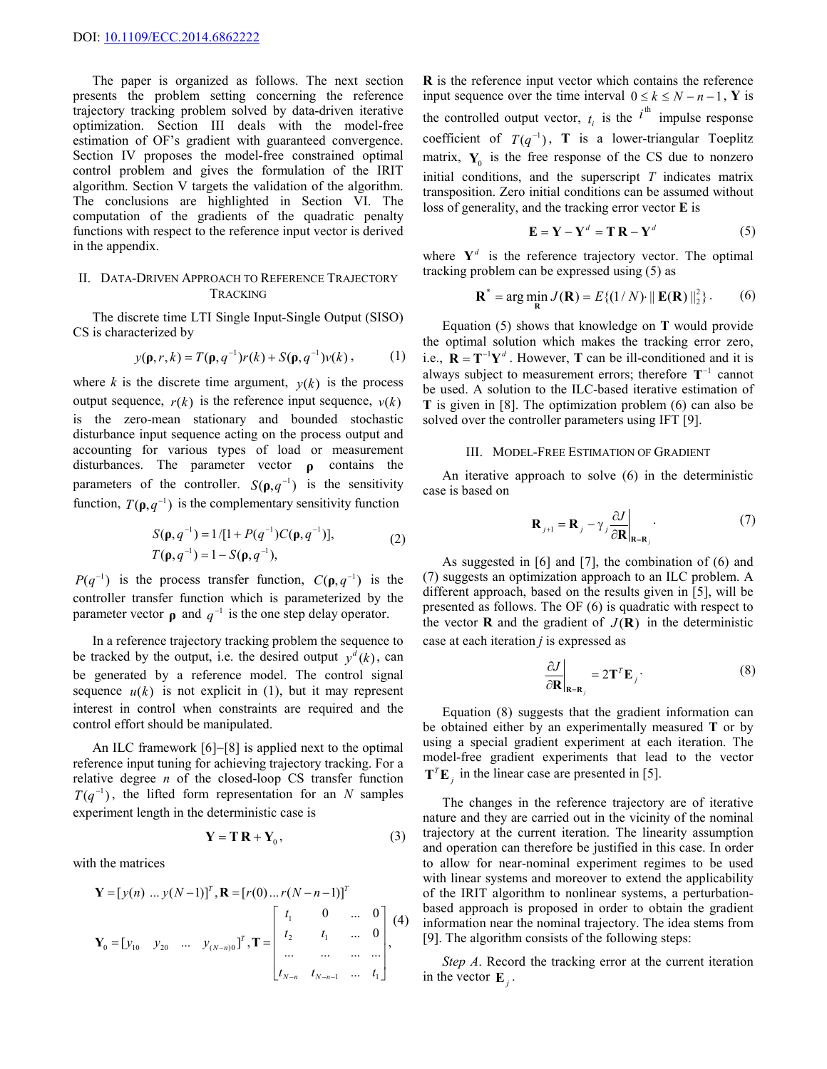DOI: 10.1109/ECC.2014.6862222

The paper is organized as follows. The next section presents the problem setting concerning the reference trajectory tracking problem solved by data-driven iterative optimization. Section III deals with the model-free estimation of OF's gradient with guaranteed convergence. Section IV proposes the model-free constrained optimal control problem and gives the formulation of the IRIT algorithm. Section V targets the validation of the algorithm. The conclusions are highlighted in Section VI. The computation of the gradients of the quadratic penalty functions with respect to the reference input vector is derived in the appendix.

## II. Data-Driven Approach to Reference Trajectory Tracking

The discrete time LTI Single Input-Single Output (SISO) CS is characterized by

$$y(\boldsymbol{\rho}, r, k) = T(\boldsymbol{\rho}, q^{-1}) r(k) + S(\boldsymbol{\rho}, q^{-1}) v(k), \tag{1}$$

where $k$ is the discrete time argument, $y(k)$ is the process output sequence, $r(k)$ is the reference input sequence, $v(k)$ is the zero-mean stationary and bounded stochastic disturbance input sequence acting on the process output and accounting for various types of load or measurement disturbances. The parameter vector $\boldsymbol{\rho}$ contains the parameters of the controller. $S(\boldsymbol{\rho}, q^{-1})$ is the sensitivity function, $T(\boldsymbol{\rho}, q^{-1})$ is the complementary sensitivity function

$$\begin{aligned} S(\boldsymbol{\rho}, q^{-1}) &= 1/[1 + P(q^{-1}) C(\boldsymbol{\rho}, q^{-1})], \\ T(\boldsymbol{\rho}, q^{-1}) &= 1 - S(\boldsymbol{\rho}, q^{-1}), \end{aligned} \tag{2}$$

$P(q^{-1})$ is the process transfer function, $C(\boldsymbol{\rho}, q^{-1})$ is the controller transfer function which is parameterized by the parameter vector $\boldsymbol{\rho}$ and $q^{-1}$ is the one step delay operator.

In a reference trajectory tracking problem the sequence to be tracked by the output, i.e. the desired output $y^d(k)$, can be generated by a reference model. The control signal sequence $u(k)$ is not explicit in (1), but it may represent interest in control when constraints are required and the control effort should be manipulated.

An ILC framework [6]–[8] is applied next to the optimal reference input tuning for achieving trajectory tracking. For a relative degree $n$ of the closed-loop CS transfer function $T(q^{-1})$, the lifted form representation for an $N$ samples experiment length in the deterministic case is

$$\mathbf{Y} = \mathbf{T}\,\mathbf{R} + \mathbf{Y}_0, \tag{3}$$

with the matrices

$$\mathbf{Y} = [y(n) \; ... \; y(N-1)]^T, \mathbf{R} = [r(0) \; ... \; r(N-n-1)]^T$$

$$\mathbf{Y}_0 = [y_{10} \quad y_{20} \quad ... \quad y_{(N-n)0}]^T, \mathbf{T} = \begin{bmatrix} t_1 & 0 & ... & 0 \\ t_2 & t_1 & ... & 0 \\ ... & ... & ... & ... \\ t_{N-n} & t_{N-n-1} & ... & t_1 \end{bmatrix}, \tag{4}$$

$\mathbf{R}$ is the reference input vector which contains the reference input sequence over the time interval $0 \le k \le N-n-1$, $\mathbf{Y}$ is the controlled output vector, $t_i$ is the $i^{\text{th}}$ impulse response coefficient of $T(q^{-1})$, $\mathbf{T}$ is a lower-triangular Toeplitz matrix, $\mathbf{Y}_0$ is the free response of the CS due to nonzero initial conditions, and the superscript $T$ indicates matrix transposition. Zero initial conditions can be assumed without loss of generality, and the tracking error vector $\mathbf{E}$ is

$$\mathbf{E} = \mathbf{Y} - \mathbf{Y}^d = \mathbf{T}\,\mathbf{R} - \mathbf{Y}^d \tag{5}$$

where $\mathbf{Y}^d$ is the reference trajectory vector. The optimal tracking problem can be expressed using (5) as

$$\mathbf{R}^* = \arg \min_{\mathbf{R}} J(\mathbf{R}) = E\{(1/N) \cdot \| \mathbf{E}(\mathbf{R}) \|_2^2\}. \tag{6}$$

Equation (5) shows that knowledge on $\mathbf{T}$ would provide the optimal solution which makes the tracking error zero, i.e., $\mathbf{R} = \mathbf{T}^{-1}\mathbf{Y}^d$. However, $\mathbf{T}$ can be ill-conditioned and it is always subject to measurement errors; therefore $\mathbf{T}^{-1}$ cannot be used. A solution to the ILC-based iterative estimation of $\mathbf{T}$ is given in [8]. The optimization problem (6) can also be solved over the controller parameters using IFT [9].

## III. Model-Free Estimation of Gradient

An iterative approach to solve (6) in the deterministic case is based on

$$\mathbf{R}_{j+1} = \mathbf{R}_j - \gamma_j \left. \frac{\partial J}{\partial \mathbf{R}} \right|_{\mathbf{R}=\mathbf{R}_j}. \tag{7}$$

As suggested in [6] and [7], the combination of (6) and (7) suggests an optimization approach to an ILC problem. A different approach, based on the results given in [5], will be presented as follows. The OF (6) is quadratic with respect to the vector $\mathbf{R}$ and the gradient of $J(\mathbf{R})$ in the deterministic case at each iteration $j$ is expressed as

$$\left. \frac{\partial J}{\partial \mathbf{R}} \right|_{\mathbf{R}=\mathbf{R}_j} = 2\mathbf{T}^T \mathbf{E}_j. \tag{8}$$

Equation (8) suggests that the gradient information can be obtained either by an experimentally measured $\mathbf{T}$ or by using a special gradient experiment at each iteration. The model-free gradient experiments that lead to the vector $\mathbf{T}^T\mathbf{E}_j$ in the linear case are presented in [5].

The changes in the reference trajectory are of iterative nature and they are carried out in the vicinity of the nominal trajectory at the current iteration. The linearity assumption and operation can therefore be justified in this case. In order to allow for near-nominal experiment regimes to be used with linear systems and moreover to extend the applicability of the IRIT algorithm to nonlinear systems, a perturbation-based approach is proposed in order to obtain the gradient information near the nominal trajectory. The idea stems from [9]. The algorithm consists of the following steps:

*Step A*. Record the tracking error at the current iteration in the vector $\mathbf{E}_j$.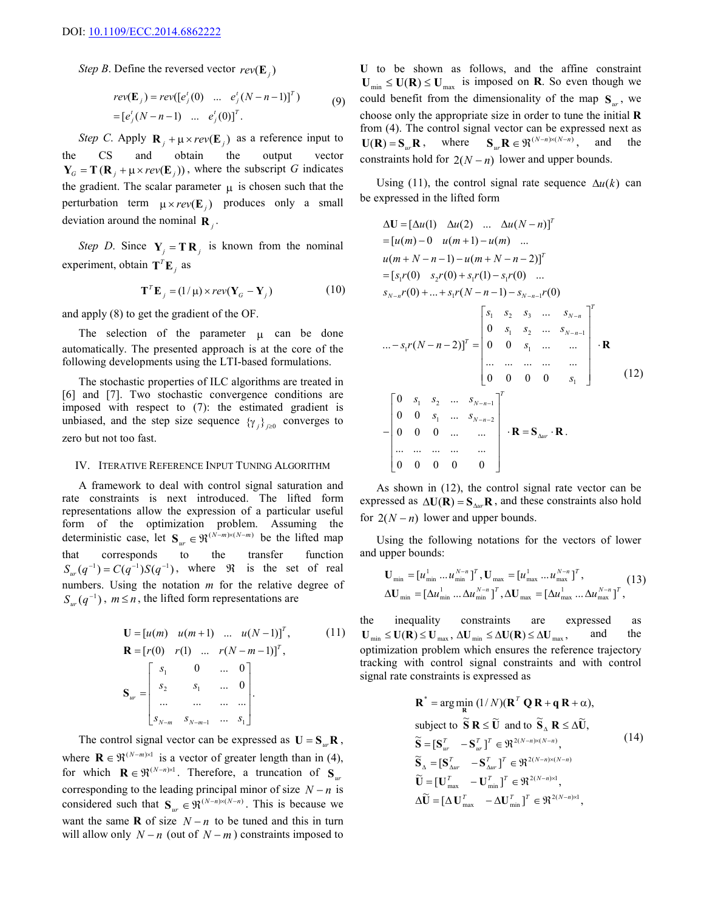DOI: 10.1109/ECC.2014.6862222

*Step B*. Define the reversed vector $rev(\mathbf{E}_j)$

$$rev(\mathbf{E}_j) = rev([e_j^t(0) \quad ... \quad e_j^t(N-n-1)]^T) \\ = [e_j^t(N-n-1) \quad ... \quad e_j^t(0)]^T. \tag{9}$$

*Step C*. Apply $\mathbf{R}_j + \mu \times rev(\mathbf{E}_j)$ as a reference input to the CS and obtain the output vector $\mathbf{Y}_G = \mathbf{T}(\mathbf{R}_j + \mu \times rev(\mathbf{E}_j))$, where the subscript $G$ indicates the gradient. The scalar parameter $\mu$ is chosen such that the perturbation term $\mu \times rev(\mathbf{E}_j)$ produces only a small deviation around the nominal $\mathbf{R}_j$.

*Step D*. Since $\mathbf{Y}_j = \mathbf{T}\,\mathbf{R}_j$ is known from the nominal experiment, obtain $\mathbf{T}^T \mathbf{E}_j$ as

$$\mathbf{T}^T \mathbf{E}_j = (1/\mu) \times rev(\mathbf{Y}_G - \mathbf{Y}_j) \tag{10}$$

and apply (8) to get the gradient of the OF.

The selection of the parameter $\mu$ can be done automatically. The presented approach is at the core of the following developments using the LTI-based formulations.

The stochastic properties of ILC algorithms are treated in [6] and [7]. Two stochastic convergence conditions are imposed with respect to (7): the estimated gradient is unbiased, and the step size sequence $\{\gamma_j\}_{j\geq 0}$ converges to zero but not too fast.

## IV. Iterative Reference Input Tuning Algorithm

A framework to deal with control signal saturation and rate constraints is next introduced. The lifted form representations allow the expression of a particular useful form of the optimization problem. Assuming the deterministic case, let $\mathbf{S}_{ur} \in \Re^{(N-m)\times(N-m)}$ be the lifted map that corresponds to the transfer function $S_{ur}(q^{-1}) = C(q^{-1})S(q^{-1})$, where $\Re$ is the set of real numbers. Using the notation $m$ for the relative degree of $S_{ur}(q^{-1})$, $m \leq n$, the lifted form representations are

$$\mathbf{U} = [u(m) \quad u(m+1) \quad ... \quad u(N-1)]^T, \tag{11}$$
$$\mathbf{R} = [r(0) \quad r(1) \quad ... \quad r(N-m-1)]^T,$$
$$\mathbf{S}_{ur} = \begin{bmatrix} s_1 & 0 & ... & 0 \\ s_2 & s_1 & ... & 0 \\ ... & ... & ... & ... \\ s_{N-m} & s_{N-m-1} & ... & s_1 \end{bmatrix}.$$

The control signal vector can be expressed as $\mathbf{U} = \mathbf{S}_{ur}\mathbf{R}$, where $\mathbf{R} \in \Re^{(N-m)\times 1}$ is a vector of greater length than in (4), for which $\mathbf{R} \in \Re^{(N-n)\times 1}$. Therefore, a truncation of $\mathbf{S}_{ur}$ corresponding to the leading principal minor of size $N-n$ is considered such that $\mathbf{S}_{ur} \in \Re^{(N-n)\times(N-n)}$. This is because we want the same $\mathbf{R}$ of size $N-n$ to be tuned and this in turn will allow only $N-n$ (out of $N-m$) constraints imposed to $\mathbf{U}$ to be shown as follows, and the affine constraint $\mathbf{U}_{\min} \leq \mathbf{U}(\mathbf{R}) \leq \mathbf{U}_{\max}$ is imposed on $\mathbf{R}$. So even though we could benefit from the dimensionality of the map $\mathbf{S}_{ur}$, we choose only the appropriate size in order to tune the initial $\mathbf{R}$ from (4). The control signal vector can be expressed next as $\mathbf{U}(\mathbf{R}) = \mathbf{S}_{ur}\mathbf{R}$, where $\mathbf{S}_{ur}\mathbf{R} \in \Re^{(N-n)\times(N-n)}$, and the constraints hold for $2(N-n)$ lower and upper bounds.

Using (11), the control signal rate sequence $\Delta u(k)$ can be expressed in the lifted form

$$\begin{aligned}
\Delta\mathbf{U} &= [\Delta u(1) \quad \Delta u(2) \quad ... \quad \Delta u(N-n)]^T \\
&= [u(m) - 0 \quad u(m+1) - u(m) \quad ... \\
&\quad u(m+N-n-1) - u(m+N-n-2)]^T \\
&= [s_1 r(0) \quad s_2 r(0) + s_1 r(1) - s_1 r(0) \quad ... \\
&\quad s_{N-n} r(0) + ... + s_1 r(N-n-1) - s_{N-n-1} r(0) \\
&\quad ... - s_1 r(N-n-2)]^T = \begin{bmatrix} s_1 & s_2 & s_3 & ... & s_{N-n} \\ 0 & s_1 & s_2 & ... & s_{N-n-1} \\ 0 & 0 & s_1 & ... & ... \\ ... & ... & ... & ... & ... \\ 0 & 0 & 0 & 0 & s_1 \end{bmatrix}^T \cdot \mathbf{R} \\
&\quad - \begin{bmatrix} 0 & s_1 & s_2 & ... & s_{N-n-1} \\ 0 & 0 & s_1 & ... & s_{N-n-2} \\ 0 & 0 & 0 & ... & ... \\ ... & ... & ... & ... & ... \\ 0 & 0 & 0 & 0 & 0 \end{bmatrix}^T \cdot \mathbf{R} = \mathbf{S}_{\Delta ur} \cdot \mathbf{R}.
\end{aligned} \tag{12}$$

As shown in (12), the control signal rate vector can be expressed as $\Delta\mathbf{U}(\mathbf{R}) = \mathbf{S}_{\Delta ur}\mathbf{R}$, and these constraints also hold for $2(N-n)$ lower and upper bounds.

Using the following notations for the vectors of lower and upper bounds:

$$\mathbf{U}_{\min} = [u_{\min}^1 \, ... \, u_{\min}^{N-n}]^T, \mathbf{U}_{\max} = [u_{\max}^1 \, ... \, u_{\max}^{N-n}]^T, \\ \Delta\mathbf{U}_{\min} = [\Delta u_{\min}^1 \, ... \, \Delta u_{\min}^{N-n}]^T, \Delta\mathbf{U}_{\max} = [\Delta u_{\max}^1 \, ... \, \Delta u_{\max}^{N-n}]^T, \tag{13}$$

the inequality constraints are expressed as $\mathbf{U}_{\min} \leq \mathbf{U}(\mathbf{R}) \leq \mathbf{U}_{\max}$, $\Delta\mathbf{U}_{\min} \leq \Delta\mathbf{U}(\mathbf{R}) \leq \Delta\mathbf{U}_{\max}$, and the optimization problem which ensures the reference trajectory tracking with control signal constraints and with control signal rate constraints is expressed as

$$\begin{aligned}
&\mathbf{R}^* = \arg\min_{\mathbf{R}} (1/N)(\mathbf{R}^T \mathbf{Q}\,\mathbf{R} + \mathbf{q}\,\mathbf{R} + \alpha), \\
&\text{subject to } \tilde{\mathbf{S}}\,\mathbf{R} \leq \tilde{\mathbf{U}} \text{ and to } \tilde{\mathbf{S}}_\Delta\,\mathbf{R} \leq \Delta\tilde{\mathbf{U}}, \\
&\tilde{\mathbf{S}} = [\mathbf{S}_{ur}^T \quad -\mathbf{S}_{ur}^T]^T \in \Re^{2(N-n)\times(N-n)}, \\
&\tilde{\mathbf{S}}_\Delta = [\mathbf{S}_{\Delta ur}^T \quad -\mathbf{S}_{\Delta ur}^T]^T \in \Re^{2(N-n)\times(N-n)} \\
&\tilde{\mathbf{U}} = [\mathbf{U}_{\max}^T \quad -\mathbf{U}_{\min}^T]^T \in \Re^{2(N-n)\times 1}, \\
&\Delta\tilde{\mathbf{U}} = [\Delta\mathbf{U}_{\max}^T \quad -\Delta\mathbf{U}_{\min}^T]^T \in \Re^{2(N-n)\times 1},
\end{aligned} \tag{14}$$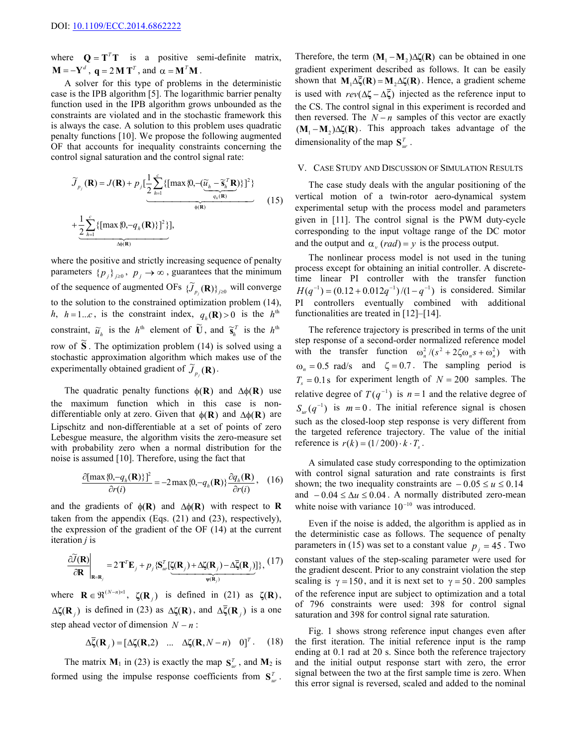DOI: 10.1109/ECC.2014.6862222

where $\mathbf{Q} = \mathbf{T}^T\mathbf{T}$ is a positive semi-definite matrix, $\mathbf{M} = -\mathbf{Y}^d$, $\mathbf{q} = 2\,\mathbf{M}\,\mathbf{T}^T$, and $\alpha = \mathbf{M}^T\mathbf{M}$.

A solver for this type of problems in the deterministic case is the IPB algorithm [5]. The logarithmic barrier penalty function used in the IPB algorithm grows unbounded as the constraints are violated and in the stochastic framework this is always the case. A solution to this problem uses quadratic penalty functions [10]. We propose the following augmented OF that accounts for inequality constraints concerning the control signal saturation and the control signal rate:

$$\widetilde{J}_{p_j}(\mathbf{R}) = J(\mathbf{R}) + p_j[\underbrace{\frac{1}{2}\sum_{h=1}^{c}\{[\max\{0,-(\underbrace{\widetilde{u}_h - \widetilde{\mathbf{s}}_h^T\mathbf{R}}_{q_h(\mathbf{R})})\}]^2\}}_{\phi(\mathbf{R})} + \underbrace{\frac{1}{2}\sum_{h=1}^{c}\{[\max\{0,-q_h(\mathbf{R})\}]^2\}}_{\Delta\phi(\mathbf{R})}], \quad (15)$$

where the positive and strictly increasing sequence of penalty parameters $\{p_j\}_{j\geq 0}$, $p_j \to \infty$, guarantees that the minimum of the sequence of augmented OFs $\{\widetilde{J}_{p_j}(\mathbf{R})\}_{j\geq 0}$ will converge to the solution to the constrained optimization problem (14), $h$, $h = 1...c$, is the constraint index, $q_h(\mathbf{R}) > 0$ is the $h^{\text{th}}$ constraint, $\widetilde{u}_h$ is the $h^{\text{th}}$ element of $\widetilde{\mathbf{U}}$, and $\widetilde{\mathbf{s}}_h^T$ is the $h^{\text{th}}$ row of $\widetilde{\mathbf{S}}$. The optimization problem (14) is solved using a stochastic approximation algorithm which makes use of the experimentally obtained gradient of $\widetilde{J}_{p_j}(\mathbf{R})$.

The quadratic penalty functions $\phi(\mathbf{R})$ and $\Delta\phi(\mathbf{R})$ use the maximum function which in this case is non-differentiable only at zero. Given that $\phi(\mathbf{R})$ and $\Delta\phi(\mathbf{R})$ are Lipschitz and non-differentiable at a set of points of zero Lebesgue measure, the algorithm visits the zero-measure set with probability zero when a normal distribution for the noise is assumed [10]. Therefore, using the fact that

$$\frac{\partial[\max\{0,-q_h(\mathbf{R})\}]^2}{\partial r(i)} = -2\max\{0,-q_h(\mathbf{R})\}\frac{\partial q_h(\mathbf{R})}{\partial r(i)}, \quad (16)$$

and the gradients of $\phi(\mathbf{R})$ and $\Delta\phi(\mathbf{R})$ with respect to $\mathbf{R}$ taken from the appendix (Eqs. (21) and (23), respectively), the expression of the gradient of the OF (14) at the current iteration $j$ is

$$\left.\frac{\partial\widetilde{J}(\mathbf{R})}{\partial\mathbf{R}}\right|_{\mathbf{R}=\mathbf{R}_j} = 2\,\mathbf{T}^T\mathbf{E}_j + p_j\{\mathbf{S}_{ur}^T\underbrace{[\zeta(\mathbf{R}_j) + \Delta\zeta(\mathbf{R}_j) - \Delta\overline{\zeta}(\mathbf{R}_j)]}_{\psi(\mathbf{R}_j)}\}, \quad (17)$$

where $\mathbf{R} \in \Re^{(N-n)\times 1}$, $\zeta(\mathbf{R}_j)$ is defined in (21) as $\zeta(\mathbf{R})$, $\Delta\zeta(\mathbf{R}_j)$ is defined in (23) as $\Delta\zeta(\mathbf{R})$, and $\Delta\overline{\zeta}(\mathbf{R}_j)$ is a one step ahead vector of dimension $N-n$:

$$\Delta\overline{\zeta}(\mathbf{R}_j) = [\Delta\zeta(\mathbf{R},2) \;\; ... \;\; \Delta\zeta(\mathbf{R},N-n) \;\;\; 0]^T. \quad (18)$$

The matrix $\mathbf{M}_1$ in (23) is exactly the map $\mathbf{S}_{ur}^T$, and $\mathbf{M}_2$ is formed using the impulse response coefficients from $\mathbf{S}_{ur}^T$. Therefore, the term $(\mathbf{M}_1 - \mathbf{M}_2)\Delta\zeta(\mathbf{R})$ can be obtained in one gradient experiment described as follows. It can be easily shown that $\mathbf{M}_1\Delta\overline{\zeta}(\mathbf{R}) = \mathbf{M}_2\Delta\zeta(\mathbf{R})$. Hence, a gradient scheme is used with $rev(\Delta\zeta - \Delta\overline{\zeta})$ injected as the reference input to the CS. The control signal in this experiment is recorded and then reversed. The $N-n$ samples of this vector are exactly $(\mathbf{M}_1 - \mathbf{M}_2)\Delta\zeta(\mathbf{R})$. This approach takes advantage of the dimensionality of the map $\mathbf{S}_{ur}^T$.

## V. Case Study and Discussion of Simulation Results

The case study deals with the angular positioning of the vertical motion of a twin-rotor aero-dynamical system experimental setup with the process model and parameters given in [11]. The control signal is the PWM duty-cycle corresponding to the input voltage range of the DC motor and the output and $\alpha_v\,(rad) = y$ is the process output.

The nonlinear process model is not used in the tuning process except for obtaining an initial controller. A discrete-time linear PI controller with the transfer function $H(q^{-1}) = (0.12 + 0.012q^{-1})/(1-q^{-1})$ is considered. Similar PI controllers eventually combined with additional functionalities are treated in [12]–[14].

The reference trajectory is prescribed in terms of the unit step response of a second-order normalized reference model with the transfer function $\omega_n^2/(s^2 + 2\zeta\omega_n s + \omega_n^2)$ with $\omega_n = 0.5$ rad/s and $\zeta = 0.7$. The sampling period is $T_s = 0.1$ s for experiment length of $N = 200$ samples. The relative degree of $T(q^{-1})$ is $n = 1$ and the relative degree of $S_{ur}(q^{-1})$ is $m = 0$. The initial reference signal is chosen such as the closed-loop step response is very different from the targeted reference trajectory. The value of the initial reference is $r(k) = (1/200)\cdot k \cdot T_s$.

A simulated case study corresponding to the optimization with control signal saturation and rate constraints is first shown; the two inequality constraints are $-0.05 \leq u \leq 0.14$ and $-0.04 \leq \Delta u \leq 0.04$. A normally distributed zero-mean white noise with variance $10^{-10}$ was introduced.

Even if the noise is added, the algorithm is applied as in the deterministic case as follows. The sequence of penalty parameters in (15) was set to a constant value $p_j = 45$. Two constant values of the step-scaling parameter were used for the gradient descent. Prior to any constraint violation the step scaling is $\gamma = 150$, and it is next set to $\gamma = 50$. 200 samples of the reference input are subject to optimization and a total of 796 constraints were used: 398 for control signal saturation and 398 for control signal rate saturation.

Fig. 1 shows strong reference input changes even after the first iteration. The initial reference input is the ramp ending at 0.1 rad at 20 s. Since both the reference trajectory and the initial output response start with zero, the error signal between the two at the first sample time is zero. When this error signal is reversed, scaled and added to the nominal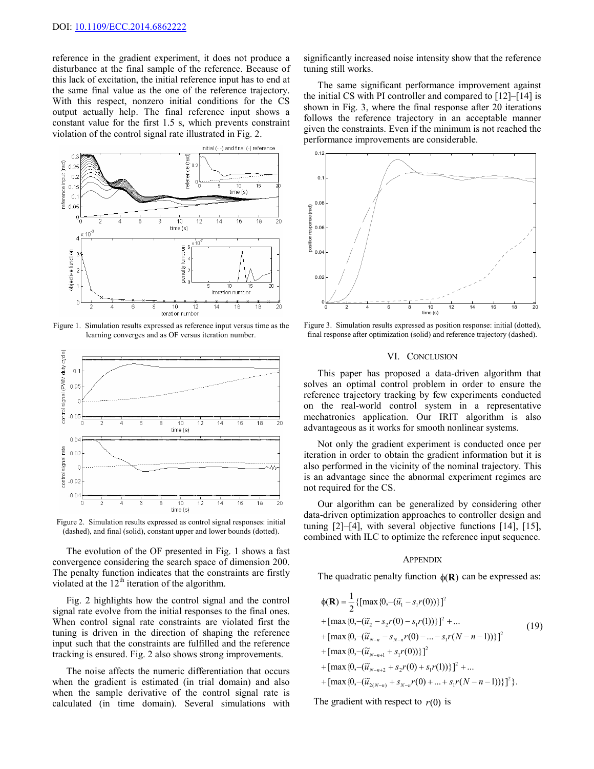reference in the gradient experiment, it does not produce a disturbance at the final sample of the reference. Because of this lack of excitation, the initial reference input has to end at the same final value as the one of the reference trajectory. With this respect, nonzero initial conditions for the CS output actually help. The final reference input shows a constant value for the first 1.5 s, which prevents constraint violation of the control signal rate illustrated in Fig. 2.

Figure 1. Simulation results expressed as reference input versus time as the learning converges and as OF versus iteration number.

Figure 2. Simulation results expressed as control signal responses: initial (dashed), and final (solid), constant upper and lower bounds (dotted).

The evolution of the OF presented in Fig. 1 shows a fast convergence considering the search space of dimension 200. The penalty function indicates that the constraints are firstly violated at the 12th iteration of the algorithm.

Fig. 2 highlights how the control signal and the control signal rate evolve from the initial responses to the final ones. When control signal rate constraints are violated first the tuning is driven in the direction of shaping the reference input such that the constraints are fulfilled and the reference tracking is ensured. Fig. 2 also shows strong improvements.

The noise affects the numeric differentiation that occurs when the gradient is estimated (in trial domain) and also when the sample derivative of the control signal rate is calculated (in time domain). Several simulations with significantly increased noise intensity show that the reference tuning still works.

The same significant performance improvement against the initial CS with PI controller and compared to [12]–[14] is shown in Fig. 3, where the final response after 20 iterations follows the reference trajectory in an acceptable manner given the constraints. Even if the minimum is not reached the performance improvements are considerable.

Figure 3. Simulation results expressed as position response: initial (dotted), final response after optimization (solid) and reference trajectory (dashed).

## VI. Conclusion

This paper has proposed a data-driven algorithm that solves an optimal control problem in order to ensure the reference trajectory tracking by few experiments conducted on the real-world control system in a representative mechatronics application. Our IRIT algorithm is also advantageous as it works for smooth nonlinear systems.

Not only the gradient experiment is conducted once per iteration in order to obtain the gradient information but it is also performed in the vicinity of the nominal trajectory. This is an advantage since the abnormal experiment regimes are not required for the CS.

Our algorithm can be generalized by considering other data-driven optimization approaches to controller design and tuning [2]–[4], with several objective functions [14], [15], combined with ILC to optimize the reference input sequence.

## Appendix

The quadratic penalty function $\phi(\mathbf{R})$ can be expressed as:

$$
\begin{aligned}
\phi(\mathbf{R}) = \frac{1}{2}\{ & [\max\{0, -(\tilde{u}_1 - s_1 r(0))\}]^2 \\
& + [\max\{0, -(\tilde{u}_2 - s_2 r(0) - s_1 r(1))\}]^2 + \ldots \\
& + [\max\{0, -(\tilde{u}_{N-n} - s_{N-n} r(0) - \ldots - s_1 r(N-n-1))\}]^2 \\
& + [\max\{0, -(\tilde{u}_{N-n+1} + s_1 r(0))\}]^2 \\
& + [\max\{0, -(\tilde{u}_{N-n+2} + s_2 r(0) + s_1 r(1))\}]^2 + \ldots \\
& + [\max\{0, -(\tilde{u}_{2(N-n)} + s_{N-n} r(0) + \ldots + s_1 r(N-n-1))\}]^2 \}.
\end{aligned} \tag{19}
$$

The gradient with respect to $r(0)$ is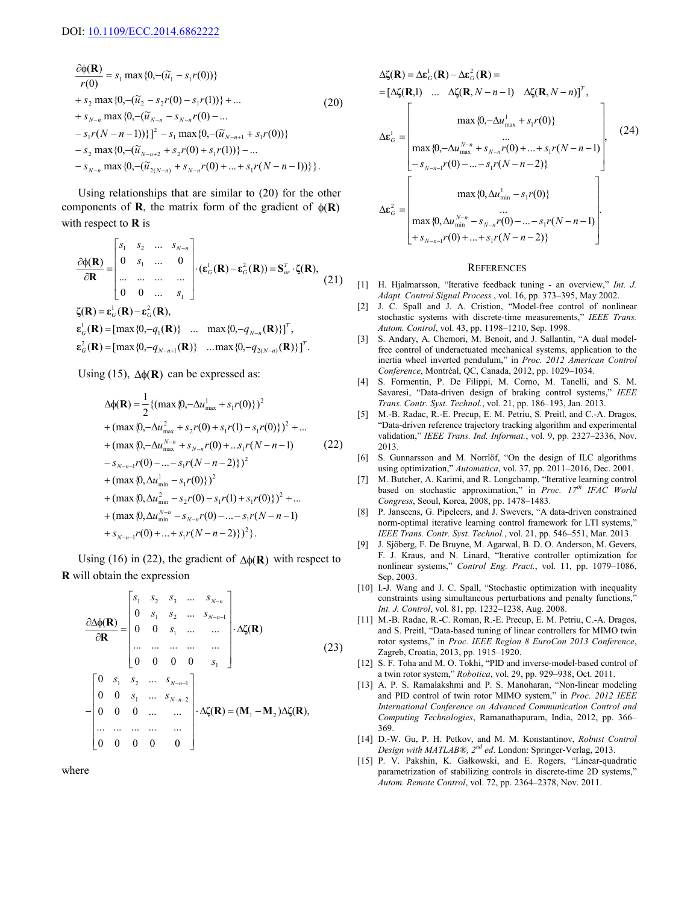DOI: 10.1109/ECC.2014.6862222

$$
\begin{aligned}
\frac{\partial \phi(\mathbf{R})}{r(0)} &= s_1 \max\{0,-(\widetilde{u}_1 - s_1 r(0))\} \\
&+ s_2 \max\{0,-(\widetilde{u}_2 - s_2 r(0) - s_1 r(1))\} + ... \\
&+ s_{N-n} \max\{0,-(\widetilde{u}_{N-n} - s_{N-n} r(0) - ... \\
&- s_1 r(N-n-1))\}]^2 - s_1 \max\{0,-(\widetilde{u}_{N-n+1} + s_1 r(0))\} \\
&- s_2 \max\{0,-(\widetilde{u}_{N-n+2} + s_2 r(0) + s_1 r(1))\} - ... \\
&- s_{N-n} \max\{0,-(\widetilde{u}_{2(N-n)} + s_{N-n} r(0) + ... + s_1 r(N-n-1))\}\}.
\end{aligned} \tag{20}
$$

Using relationships that are similar to (20) for the other components of $\mathbf{R}$, the matrix form of the gradient of $\phi(\mathbf{R})$ with respect to $\mathbf{R}$ is

$$
\begin{aligned}
\frac{\partial \phi(\mathbf{R})}{\partial \mathbf{R}} &= \begin{bmatrix} s_1 & s_2 & ... & s_{N-n} \\ 0 & s_1 & ... & 0 \\ ... & ... & ... & ... \\ 0 & 0 & ... & s_1 \end{bmatrix} \cdot (\boldsymbol{\varepsilon}_G^1(\mathbf{R}) - \boldsymbol{\varepsilon}_G^2(\mathbf{R})) = \mathbf{S}_{ur}^T \cdot \boldsymbol{\zeta}(\mathbf{R}), \\
\boldsymbol{\zeta}(\mathbf{R}) &= \boldsymbol{\varepsilon}_G^1(\mathbf{R}) - \boldsymbol{\varepsilon}_G^2(\mathbf{R}), \\
\boldsymbol{\varepsilon}_G^1(\mathbf{R}) &= [\max\{0,-q_1(\mathbf{R})\} \quad ... \quad \max\{0,-q_{N-n}(\mathbf{R})\}]^T, \\
\boldsymbol{\varepsilon}_G^2(\mathbf{R}) &= [\max\{0,-q_{N-n+1}(\mathbf{R})\} \quad ... \max\{0,-q_{2(N-n)}(\mathbf{R})\}]^T.
\end{aligned} \tag{21}
$$

Using (15), $\Delta\phi(\mathbf{R})$ can be expressed as:

$$
\begin{aligned}
\Delta\phi(\mathbf{R}) &= \frac{1}{2}\{(\max\{0,-\Delta u_{\max}^1 + s_1 r(0)\})^2 \\
&+ (\max\{0,-\Delta u_{\max}^2 + s_2 r(0) + s_1 r(1) - s_1 r(0)\})^2 + ... \\
&+ (\max\{0,-\Delta u_{\max}^{N-n} + s_{N-n} r(0) + ... s_1 r(N-n-1) \\
&- s_{N-n-1} r(0) - ... - s_1 r(N-n-2)\})^2 \\
&+ (\max\{0,\Delta u_{\min}^1 - s_1 r(0)\})^2 \\
&+ (\max\{0,\Delta u_{\min}^2 - s_2 r(0) - s_1 r(1) + s_1 r(0)\})^2 + ... \\
&+ (\max\{0,\Delta u_{\min}^{N-n} - s_{N-n} r(0) - ... - s_1 r(N-n-1) \\
&+ s_{N-n-1} r(0) + ... + s_1 r(N-n-2)\})^2\}.
\end{aligned} \tag{22}
$$

Using (16) in (22), the gradient of $\Delta\phi(\mathbf{R})$ with respect to $\mathbf{R}$ will obtain the expression

$$
\begin{aligned}
\frac{\partial \Delta\phi(\mathbf{R})}{\partial \mathbf{R}} &= \begin{bmatrix} s_1 & s_2 & s_3 & ... & s_{N-n} \\ 0 & s_1 & s_2 & ... & s_{N-n-1} \\ 0 & 0 & s_1 & ... & ... \\ ... & ... & ... & ... & ... \\ 0 & 0 & 0 & 0 & s_1 \end{bmatrix} \cdot \Delta\boldsymbol{\zeta}(\mathbf{R}) \\
&- \begin{bmatrix} 0 & s_1 & s_2 & ... & s_{N-n-1} \\ 0 & 0 & s_1 & ... & s_{N-n-2} \\ 0 & 0 & 0 & ... & ... \\ ... & ... & ... & ... & ... \\ 0 & 0 & 0 & 0 & 0 \end{bmatrix} \cdot \Delta\boldsymbol{\zeta}(\mathbf{R}) = (\mathbf{M}_1 - \mathbf{M}_2)\Delta\boldsymbol{\zeta}(\mathbf{R}),
\end{aligned} \tag{23}
$$

where

$$
\begin{aligned}
\Delta\boldsymbol{\zeta}(\mathbf{R}) &= \Delta\boldsymbol{\varepsilon}_G^1(\mathbf{R}) - \Delta\boldsymbol{\varepsilon}_G^2(\mathbf{R}) = \\
&= [\Delta\zeta(\mathbf{R},1) \quad ... \quad \Delta\zeta(\mathbf{R}, N-n-1) \quad \Delta\zeta(\mathbf{R}, N-n)]^T, \\
\Delta\boldsymbol{\varepsilon}_G^1 &= \begin{bmatrix} \max\{0,-\Delta u_{\max}^1 + s_1 r(0)\} \\ ... \\ \max\{0,-\Delta u_{\max}^{N-n} + s_{N-n} r(0) + ... + s_1 r(N-n-1) \\ - s_{N-n-1} r(0) - ... - s_1 r(N-n-2)\} \end{bmatrix}, \\
\Delta\boldsymbol{\varepsilon}_G^2 &= \begin{bmatrix} \max\{0,\Delta u_{\min}^1 - s_1 r(0)\} \\ ... \\ \max\{0,\Delta u_{\min}^{N-n} - s_{N-n} r(0) - ... - s_1 r(N-n-1) \\ + s_{N-n-1} r(0) + ... + s_1 r(N-n-2)\} \end{bmatrix}.
\end{aligned} \tag{24}
$$

## References

[1] H. Hjalmarsson, "Iterative feedback tuning - an overview," *Int. J. Adapt. Control Signal Process.*, vol. 16, pp. 373–395, May 2002.

[2] J. C. Spall and J. A. Cristion, "Model-free control of nonlinear stochastic systems with discrete-time measurements," *IEEE Trans. Autom. Control*, vol. 43, pp. 1198–1210, Sep. 1998.

[3] S. Andary, A. Chemori, M. Benoit, and J. Sallantin, "A dual model-free control of underactuated mechanical systems, application to the inertia wheel inverted pendulum," in *Proc. 2012 American Control Conference*, Montréal, QC, Canada, 2012, pp. 1029–1034.

[4] S. Formentin, P. De Filippi, M. Corno, M. Tanelli, and S. M. Savaresi, "Data-driven design of braking control systems," *IEEE Trans. Contr. Syst. Technol.*, vol. 21, pp. 186–193, Jan. 2013.

[5] M.-B. Radac, R.-E. Precup, E. M. Petriu, S. Preitl, and C.-A. Dragos, "Data-driven reference trajectory tracking algorithm and experimental validation," *IEEE Trans. Ind. Informat.*, vol. 9, pp. 2327–2336, Nov. 2013.

[6] S. Gunnarsson and M. Norrlöf, "On the design of ILC algorithms using optimization," *Automatica*, vol. 37, pp. 2011–2016, Dec. 2001.

[7] M. Butcher, A. Karimi, and R. Longchamp, "Iterative learning control based on stochastic approximation," in *Proc. 17th IFAC World Congress*, Seoul, Korea, 2008, pp. 1478–1483.

[8] P. Janssens, G. Pipeleers, and J. Swevers, "A data-driven constrained norm-optimal iterative learning control framework for LTI systems," *IEEE Trans. Contr. Syst. Technol.*, vol. 21, pp. 546–551, Mar. 2013.

[9] J. Sjöberg, F. De Bruyne, M. Agarwal, B. D. O. Anderson, M. Gevers, F. J. Kraus, and N. Linard, "Iterative controller optimization for nonlinear systems," *Control Eng. Pract.*, vol. 11, pp. 1079–1086, Sep. 2003.

[10] I.-J. Wang and J. C. Spall, "Stochastic optimization with inequality constraints using simultaneous perturbations and penalty functions," *Int. J. Control*, vol. 81, pp. 1232–1238, Aug. 2008.

[11] M.-B. Radac, R.-C. Roman, R.-E. Precup, E. M. Petriu, C.-A. Dragos, and S. Preitl, "Data-based tuning of linear controllers for MIMO twin rotor systems," in *Proc. IEEE Region 8 EuroCon 2013 Conference*, Zagreb, Croatia, 2013, pp. 1915–1920.

[12] S. F. Toha and M. O. Tokhi, "PID and inverse-model-based control of a twin rotor system," *Robotica*, vol. 29, pp. 929–938, Oct. 2011.

[13] A. P. S. Ramalakshmi and P. S. Manoharan, "Non-linear modeling and PID control of twin rotor MIMO system," in *Proc. 2012 IEEE International Conference on Advanced Communication Control and Computing Technologies*, Ramanathapuram, India, 2012, pp. 366–369.

[14] D.-W. Gu, P. H. Petkov, and M. M. Konstantinov, *Robust Control Design with MATLAB®, 2nd ed*. London: Springer-Verlag, 2013.

[15] P. V. Pakshin, K. Gałkowski, and E. Rogers, "Linear-quadratic parametrization of stabilizing controls in discrete-time 2D systems," *Autom. Remote Control*, vol. 72, pp. 2364–2378, Nov. 2011.